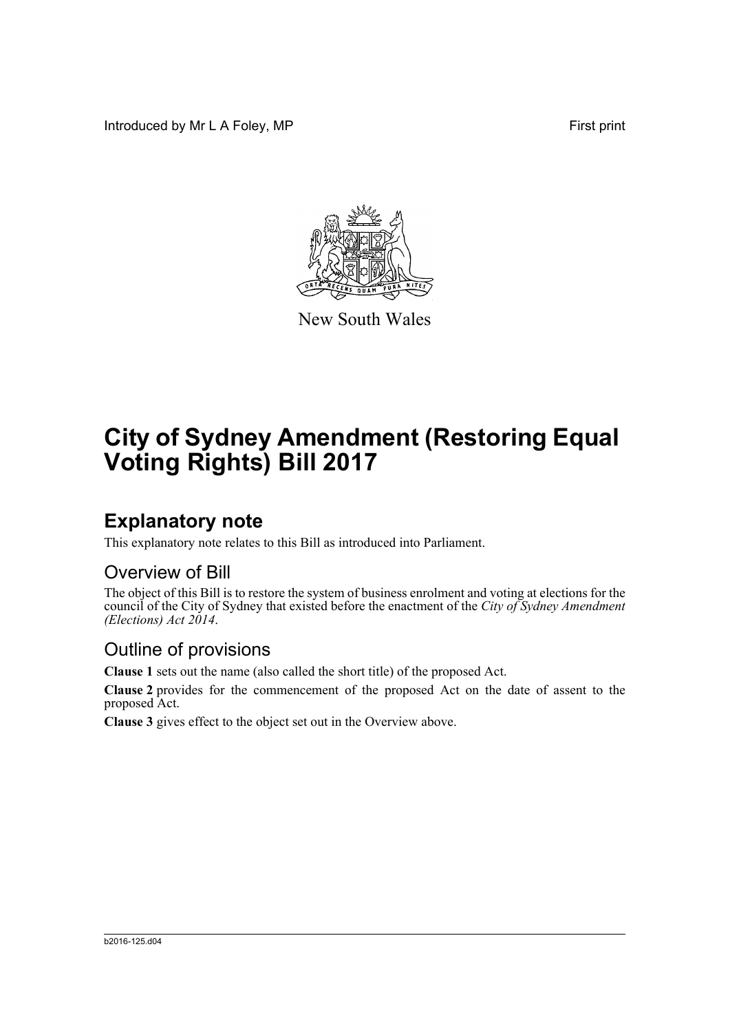Introduced by Mr L A Foley, MP

First print

New South Wales

# City of Sydney Amendment (Restoring Equal Voting Rights) Bill 2017

## Explanatory note

This explanatory note relates to this Bill as introduced into Parliament.

### Overview of Bill

The object of this Bill is to restore the system of business enrolment and voting at elections for the council of the City of Sydney that existed before the enactment of the *City of Sydney Amendment (Elections) Act 2014*.

### Outline of provisions

**Clause 1** sets out the name (also called the short title) of the proposed Act.

**Clause 2** provides for the commencement of the proposed Act on the date of assent to the proposed Act.

**Clause 3** gives effect to the object set out in the Overview above.

b2016-125.d04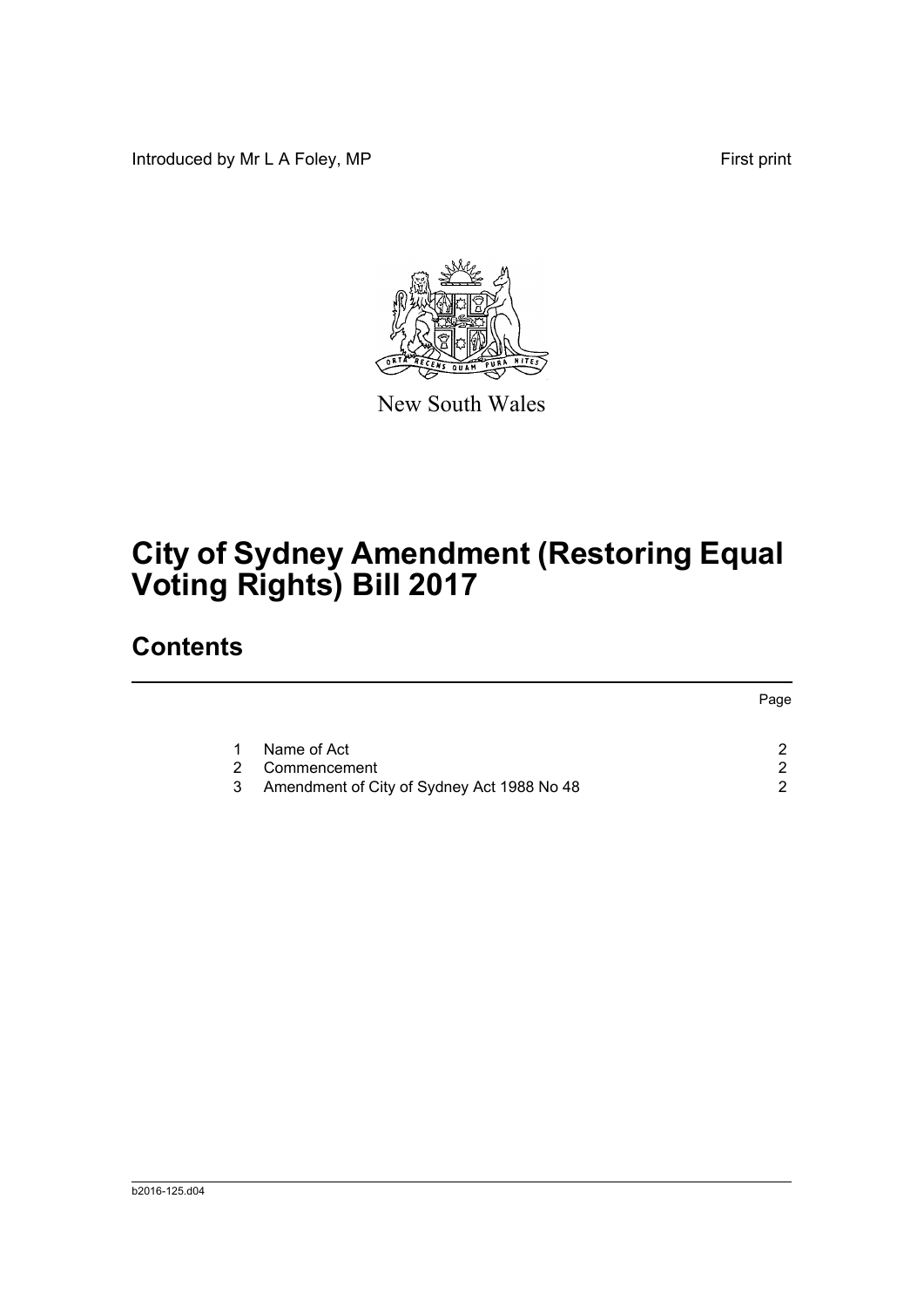Introduced by Mr L A Foley, MP

First print

New South Wales

# City of Sydney Amendment (Restoring Equal Voting Rights) Bill 2017

## Contents

| | | Page |
|---|---|---|
| 1 | Name of Act | 2 |
| 2 | Commencement | 2 |
| 3 | Amendment of City of Sydney Act 1988 No 48 | 2 |

b2016-125.d04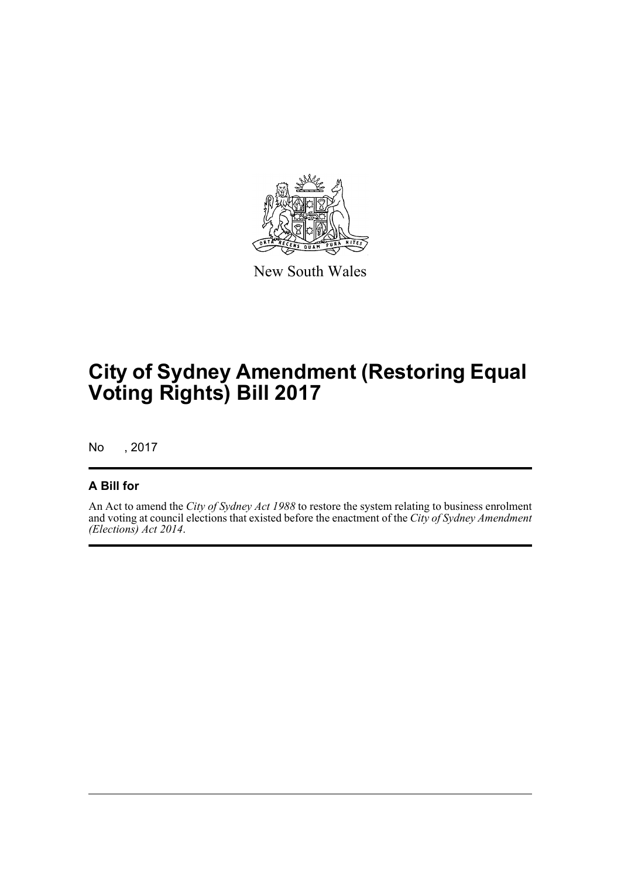New South Wales

# City of Sydney Amendment (Restoring Equal Voting Rights) Bill 2017

No , 2017

## A Bill for

An Act to amend the *City of Sydney Act 1988* to restore the system relating to business enrolment and voting at council elections that existed before the enactment of the *City of Sydney Amendment (Elections) Act 2014*.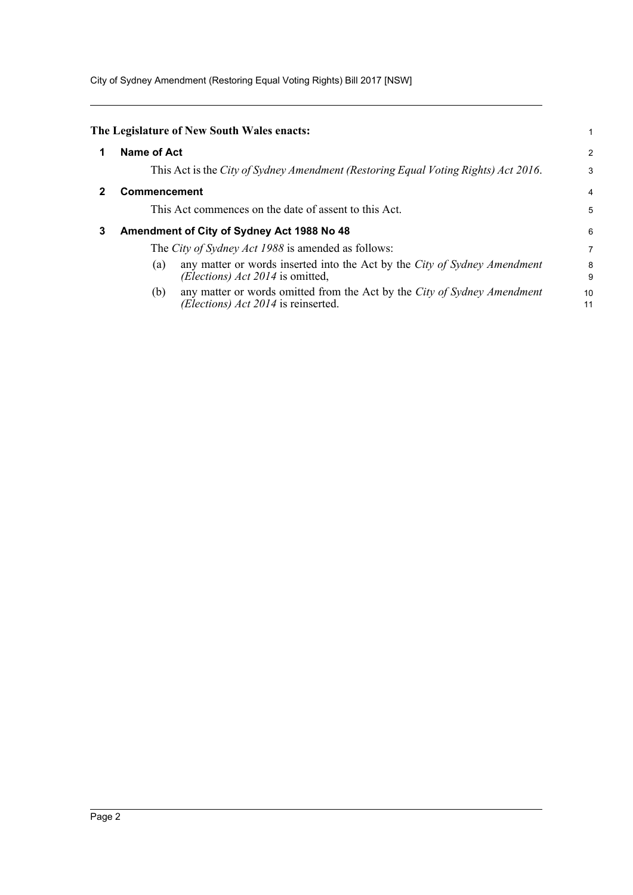**The Legislature of New South Wales enacts:**

## 1 Name of Act

This Act is the *City of Sydney Amendment (Restoring Equal Voting Rights) Act 2016*.

## 2 Commencement

This Act commences on the date of assent to this Act.

## 3 Amendment of City of Sydney Act 1988 No 48

The *City of Sydney Act 1988* is amended as follows:

(a) any matter or words inserted into the Act by the *City of Sydney Amendment (Elections) Act 2014* is omitted,

(b) any matter or words omitted from the Act by the *City of Sydney Amendment (Elections) Act 2014* is reinserted.